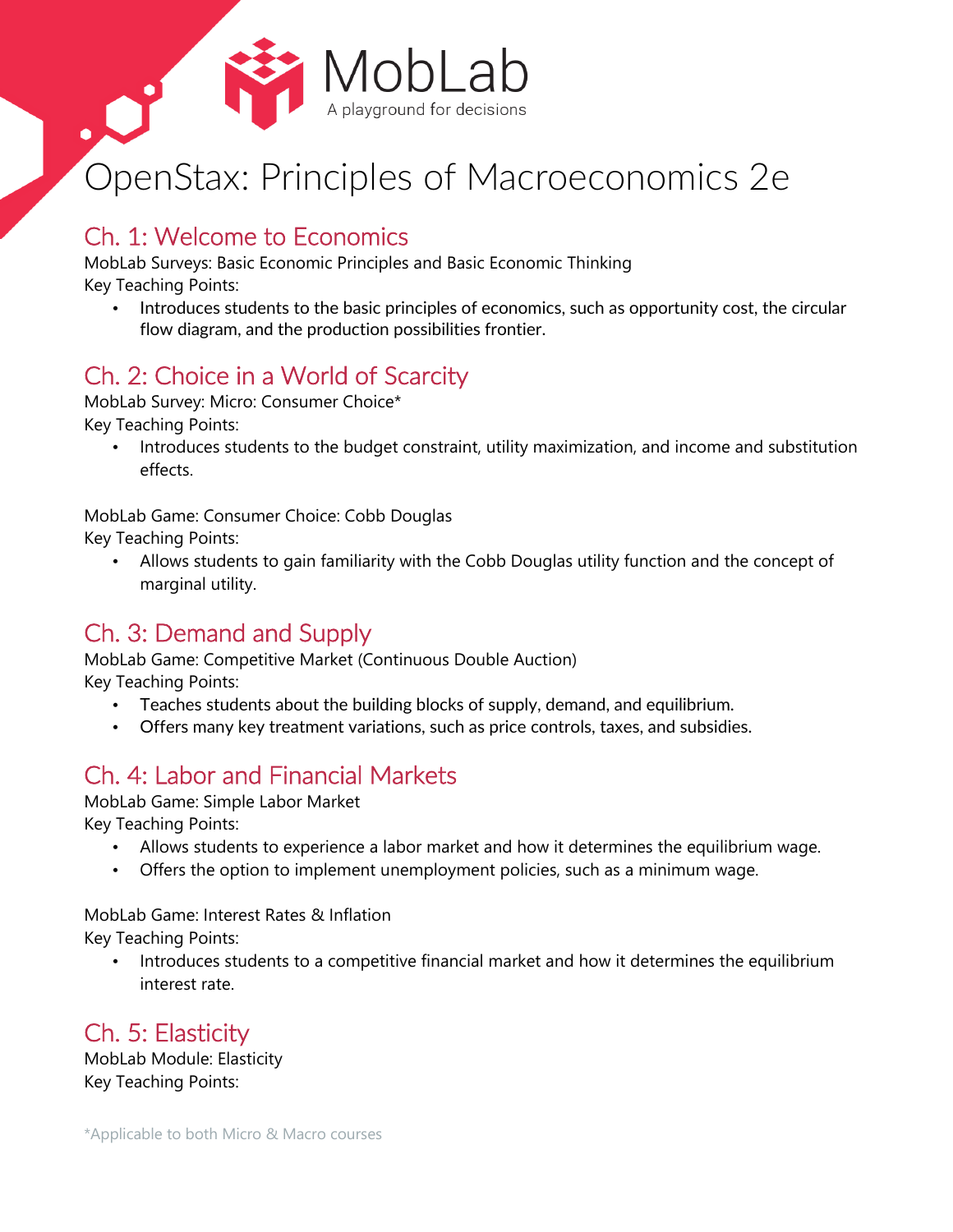MobLab
A playground for decisions

# OpenStax: Principles of Macroeconomics 2e

## Ch. 1: Welcome to Economics

MobLab Surveys: Basic Economic Principles and Basic Economic Thinking
Key Teaching Points:

- Introduces students to the basic principles of economics, such as opportunity cost, the circular flow diagram, and the production possibilities frontier.

## Ch. 2: Choice in a World of Scarcity

MobLab Survey: Micro: Consumer Choice*
Key Teaching Points:

- Introduces students to the budget constraint, utility maximization, and income and substitution effects.

MobLab Game: Consumer Choice: Cobb Douglas
Key Teaching Points:

- Allows students to gain familiarity with the Cobb Douglas utility function and the concept of marginal utility.

## Ch. 3: Demand and Supply

MobLab Game: Competitive Market (Continuous Double Auction)
Key Teaching Points:

- Teaches students about the building blocks of supply, demand, and equilibrium.
- Offers many key treatment variations, such as price controls, taxes, and subsidies.

## Ch. 4: Labor and Financial Markets

MobLab Game: Simple Labor Market
Key Teaching Points:

- Allows students to experience a labor market and how it determines the equilibrium wage.
- Offers the option to implement unemployment policies, such as a minimum wage.

MobLab Game: Interest Rates & Inflation
Key Teaching Points:

- Introduces students to a competitive financial market and how it determines the equilibrium interest rate.

## Ch. 5: Elasticity

MobLab Module: Elasticity
Key Teaching Points:

*Applicable to both Micro & Macro courses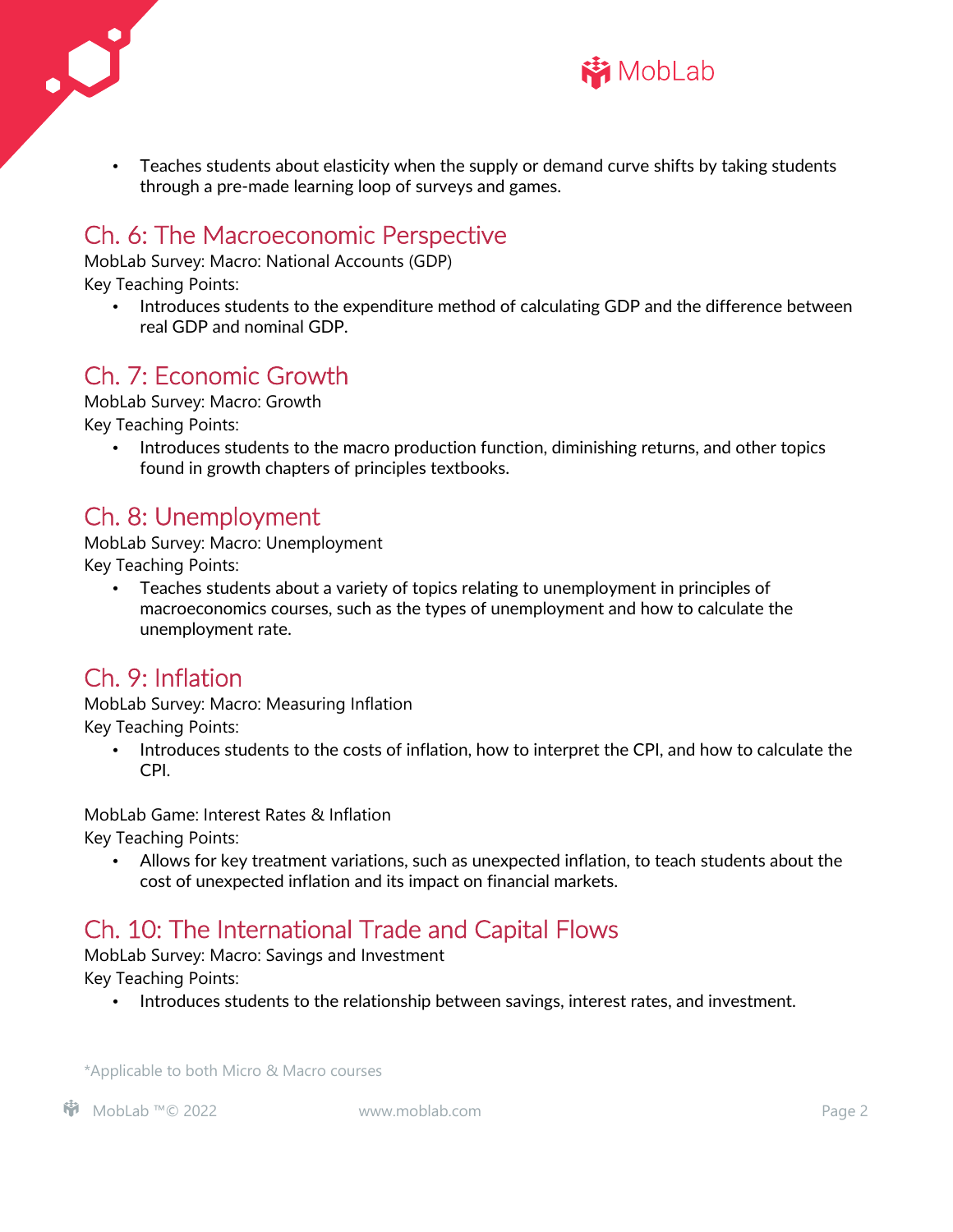- Teaches students about elasticity when the supply or demand curve shifts by taking students through a pre-made learning loop of surveys and games.

## Ch. 6: The Macroeconomic Perspective

MobLab Survey: Macro: National Accounts (GDP)

Key Teaching Points:

- Introduces students to the expenditure method of calculating GDP and the difference between real GDP and nominal GDP.

## Ch. 7: Economic Growth

MobLab Survey: Macro: Growth

Key Teaching Points:

- Introduces students to the macro production function, diminishing returns, and other topics found in growth chapters of principles textbooks.

## Ch. 8: Unemployment

MobLab Survey: Macro: Unemployment

Key Teaching Points:

- Teaches students about a variety of topics relating to unemployment in principles of macroeconomics courses, such as the types of unemployment and how to calculate the unemployment rate.

## Ch. 9: Inflation

MobLab Survey: Macro: Measuring Inflation

Key Teaching Points:

- Introduces students to the costs of inflation, how to interpret the CPI, and how to calculate the CPI.

MobLab Game: Interest Rates & Inflation

Key Teaching Points:

- Allows for key treatment variations, such as unexpected inflation, to teach students about the cost of unexpected inflation and its impact on financial markets.

## Ch. 10: The International Trade and Capital Flows

MobLab Survey: Macro: Savings and Investment

Key Teaching Points:

- Introduces students to the relationship between savings, interest rates, and investment.

*Applicable to both Micro & Macro courses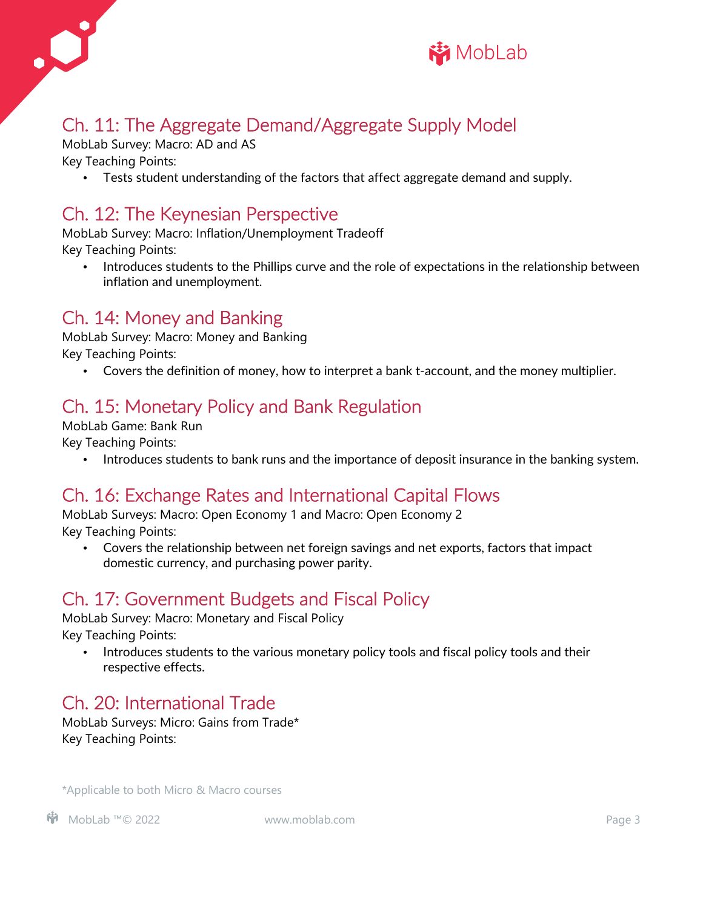## Ch. 11: The Aggregate Demand/Aggregate Supply Model

MobLab Survey: Macro: AD and AS

Key Teaching Points:

- Tests student understanding of the factors that affect aggregate demand and supply.

## Ch. 12: The Keynesian Perspective

MobLab Survey: Macro: Inflation/Unemployment Tradeoff

Key Teaching Points:

- Introduces students to the Phillips curve and the role of expectations in the relationship between inflation and unemployment.

## Ch. 14: Money and Banking

MobLab Survey: Macro: Money and Banking

Key Teaching Points:

- Covers the definition of money, how to interpret a bank t-account, and the money multiplier.

## Ch. 15: Monetary Policy and Bank Regulation

MobLab Game: Bank Run

Key Teaching Points:

- Introduces students to bank runs and the importance of deposit insurance in the banking system.

## Ch. 16: Exchange Rates and International Capital Flows

MobLab Surveys: Macro: Open Economy 1 and Macro: Open Economy 2

Key Teaching Points:

- Covers the relationship between net foreign savings and net exports, factors that impact domestic currency, and purchasing power parity.

## Ch. 17: Government Budgets and Fiscal Policy

MobLab Survey: Macro: Monetary and Fiscal Policy

Key Teaching Points:

- Introduces students to the various monetary policy tools and fiscal policy tools and their respective effects.

## Ch. 20: International Trade

MobLab Surveys: Micro: Gains from Trade*

Key Teaching Points:

*Applicable to both Micro & Macro courses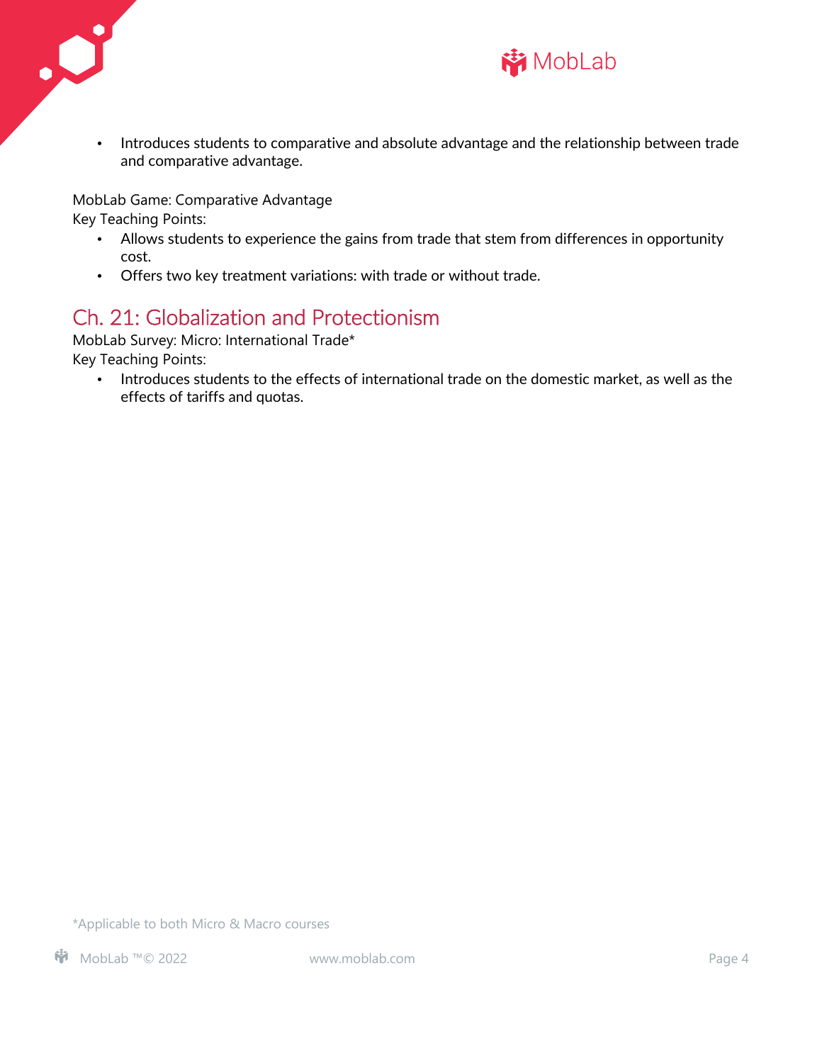- Introduces students to comparative and absolute advantage and the relationship between trade and comparative advantage.

MobLab Game: Comparative Advantage
Key Teaching Points:

- Allows students to experience the gains from trade that stem from differences in opportunity cost.
- Offers two key treatment variations: with trade or without trade.

## Ch. 21: Globalization and Protectionism

MobLab Survey: Micro: International Trade*
Key Teaching Points:

- Introduces students to the effects of international trade on the domestic market, as well as the effects of tariffs and quotas.

*Applicable to both Micro & Macro courses